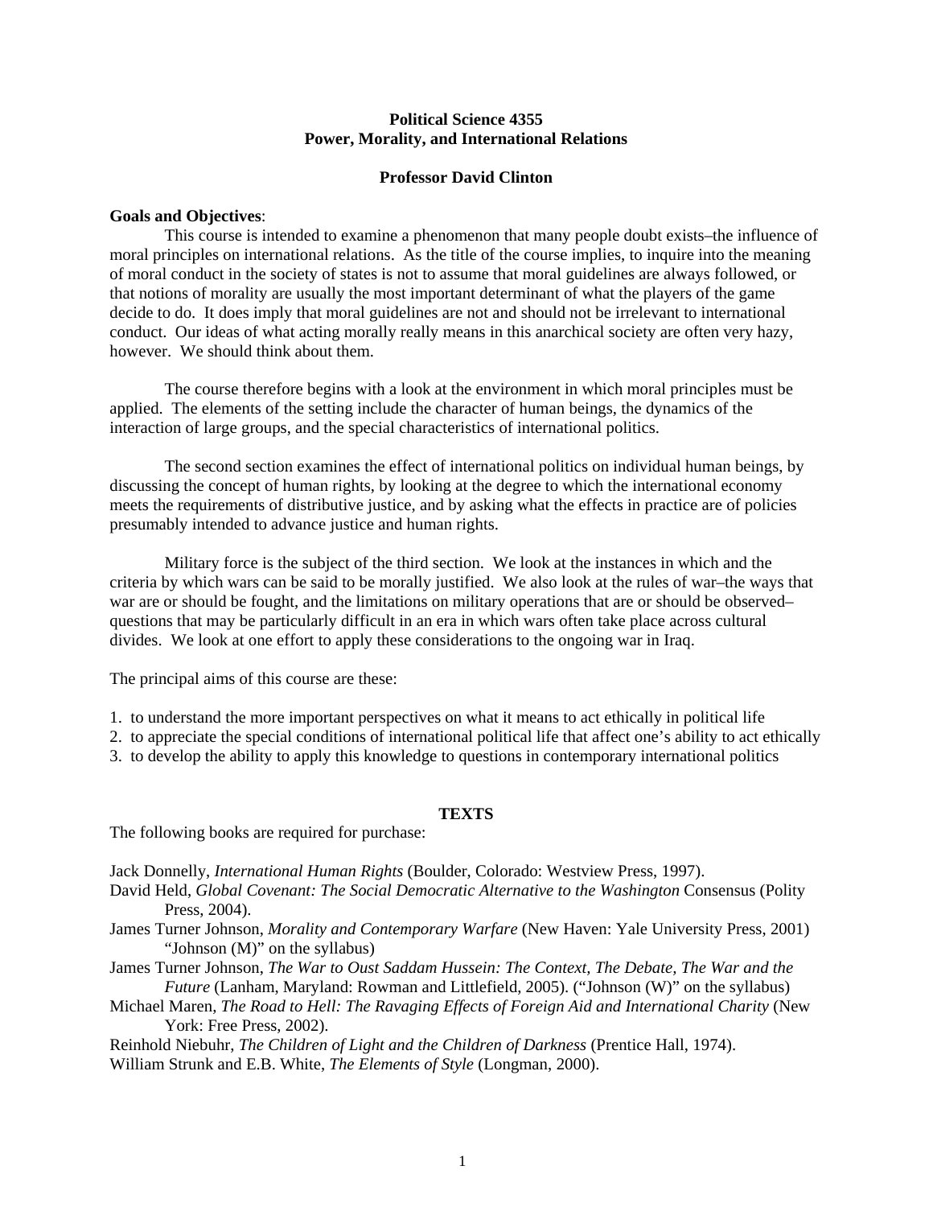# Political Science 4355
# Power, Morality, and International Relations

**Professor David Clinton**

**Goals and Objectives**:

This course is intended to examine a phenomenon that many people doubt exists–the influence of moral principles on international relations. As the title of the course implies, to inquire into the meaning of moral conduct in the society of states is not to assume that moral guidelines are always followed, or that notions of morality are usually the most important determinant of what the players of the game decide to do. It does imply that moral guidelines are not and should not be irrelevant to international conduct. Our ideas of what acting morally really means in this anarchical society are often very hazy, however. We should think about them.

The course therefore begins with a look at the environment in which moral principles must be applied. The elements of the setting include the character of human beings, the dynamics of the interaction of large groups, and the special characteristics of international politics.

The second section examines the effect of international politics on individual human beings, by discussing the concept of human rights, by looking at the degree to which the international economy meets the requirements of distributive justice, and by asking what the effects in practice are of policies presumably intended to advance justice and human rights.

Military force is the subject of the third section. We look at the instances in which and the criteria by which wars can be said to be morally justified. We also look at the rules of war–the ways that war are or should be fought, and the limitations on military operations that are or should be observed–questions that may be particularly difficult in an era in which wars often take place across cultural divides. We look at one effort to apply these considerations to the ongoing war in Iraq.

The principal aims of this course are these:

1. to understand the more important perspectives on what it means to act ethically in political life
2. to appreciate the special conditions of international political life that affect one's ability to act ethically
3. to develop the ability to apply this knowledge to questions in contemporary international politics

## TEXTS

The following books are required for purchase:

Jack Donnelly, *International Human Rights* (Boulder, Colorado: Westview Press, 1997).

David Held, *Global Covenant: The Social Democratic Alternative to the Washington* Consensus (Polity Press, 2004).

James Turner Johnson, *Morality and Contemporary Warfare* (New Haven: Yale University Press, 2001) "Johnson (M)" on the syllabus)

James Turner Johnson, *The War to Oust Saddam Hussein: The Context, The Debate, The War and the Future* (Lanham, Maryland: Rowman and Littlefield, 2005). ("Johnson (W)" on the syllabus)

Michael Maren, *The Road to Hell: The Ravaging Effects of Foreign Aid and International Charity* (New York: Free Press, 2002).

Reinhold Niebuhr, *The Children of Light and the Children of Darkness* (Prentice Hall, 1974).

William Strunk and E.B. White, *The Elements of Style* (Longman, 2000).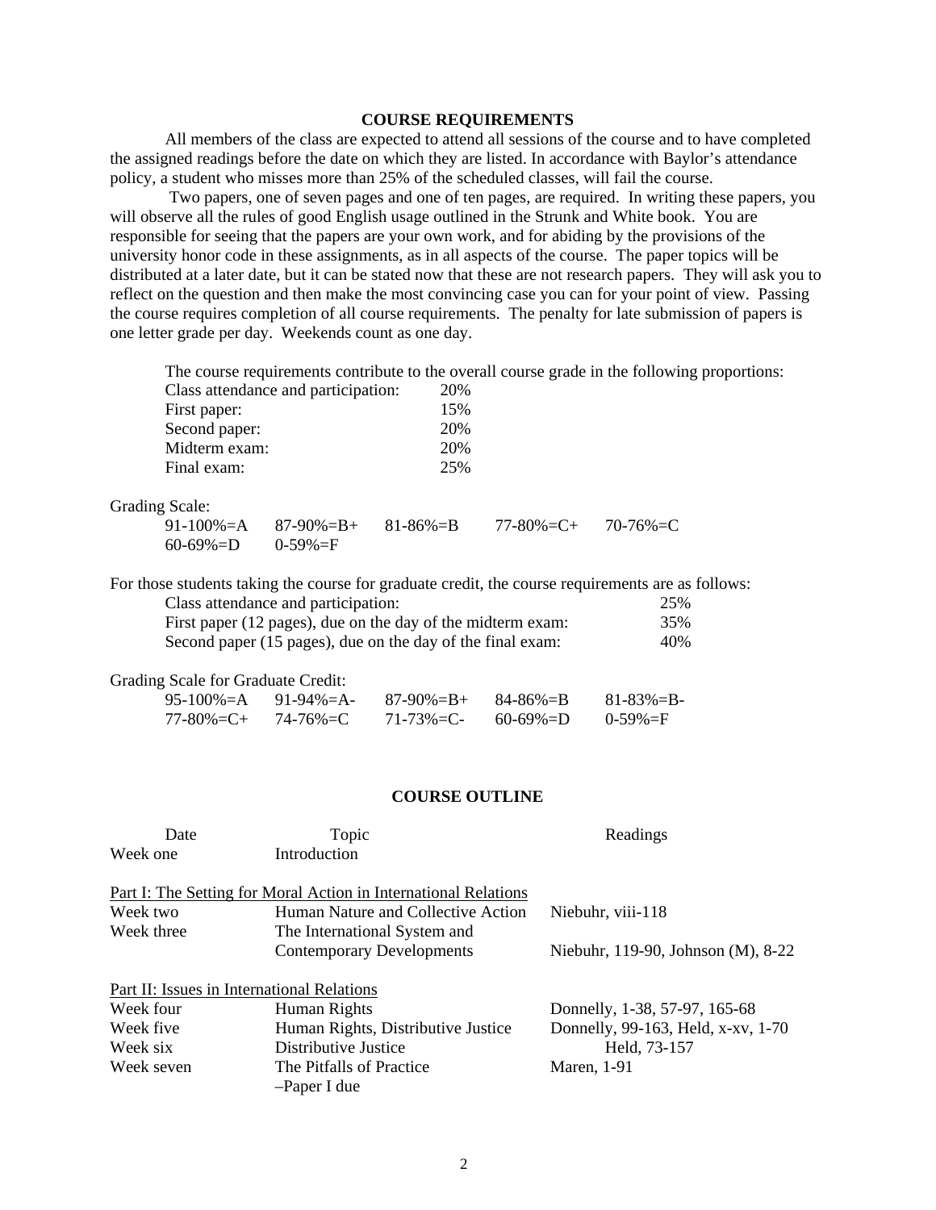## COURSE REQUIREMENTS

All members of the class are expected to attend all sessions of the course and to have completed the assigned readings before the date on which they are listed. In accordance with Baylor's attendance policy, a student who misses more than 25% of the scheduled classes, will fail the course.

Two papers, one of seven pages and one of ten pages, are required. In writing these papers, you will observe all the rules of good English usage outlined in the Strunk and White book. You are responsible for seeing that the papers are your own work, and for abiding by the provisions of the university honor code in these assignments, as in all aspects of the course. The paper topics will be distributed at a later date, but it can be stated now that these are not research papers. They will ask you to reflect on the question and then make the most convincing case you can for your point of view. Passing the course requires completion of all course requirements. The penalty for late submission of papers is one letter grade per day. Weekends count as one day.

The course requirements contribute to the overall course grade in the following proportions:

| | |
|---|---|
| Class attendance and participation: | 20% |
| First paper: | 15% |
| Second paper: | 20% |
| Midterm exam: | 20% |
| Final exam: | 25% |

Grading Scale:

| | | | | |
|---|---|---|---|---|
| 91-100%=A | 87-90%=B+ | 81-86%=B | 77-80%=C+ | 70-76%=C |
| 60-69%=D | 0-59%=F | | | |

For those students taking the course for graduate credit, the course requirements are as follows:

| | |
|---|---|
| Class attendance and participation: | 25% |
| First paper (12 pages), due on the day of the midterm exam: | 35% |
| Second paper (15 pages), due on the day of the final exam: | 40% |

Grading Scale for Graduate Credit:

| | | | | |
|---|---|---|---|---|
| 95-100%=A | 91-94%=A- | 87-90%=B+ | 84-86%=B | 81-83%=B- |
| 77-80%=C+ | 74-76%=C | 71-73%=C- | 60-69%=D | 0-59%=F |

## COURSE OUTLINE

| Date | Topic | Readings |
|---|---|---|
| Week one | Introduction | |
| Part I: The Setting for Moral Action in International Relations | | |
| Week two | Human Nature and Collective Action | Niebuhr, viii-118 |
| Week three | The International System and Contemporary Developments | Niebuhr, 119-90, Johnson (M), 8-22 |
| Part II: Issues in International Relations | | |
| Week four | Human Rights | Donnelly, 1-38, 57-97, 165-68 |
| Week five | Human Rights, Distributive Justice | Donnelly, 99-163, Held, x-xv, 1-70 |
| Week six | Distributive Justice | Held, 73-157 |
| Week seven | The Pitfalls of Practice –Paper I due | Maren, 1-91 |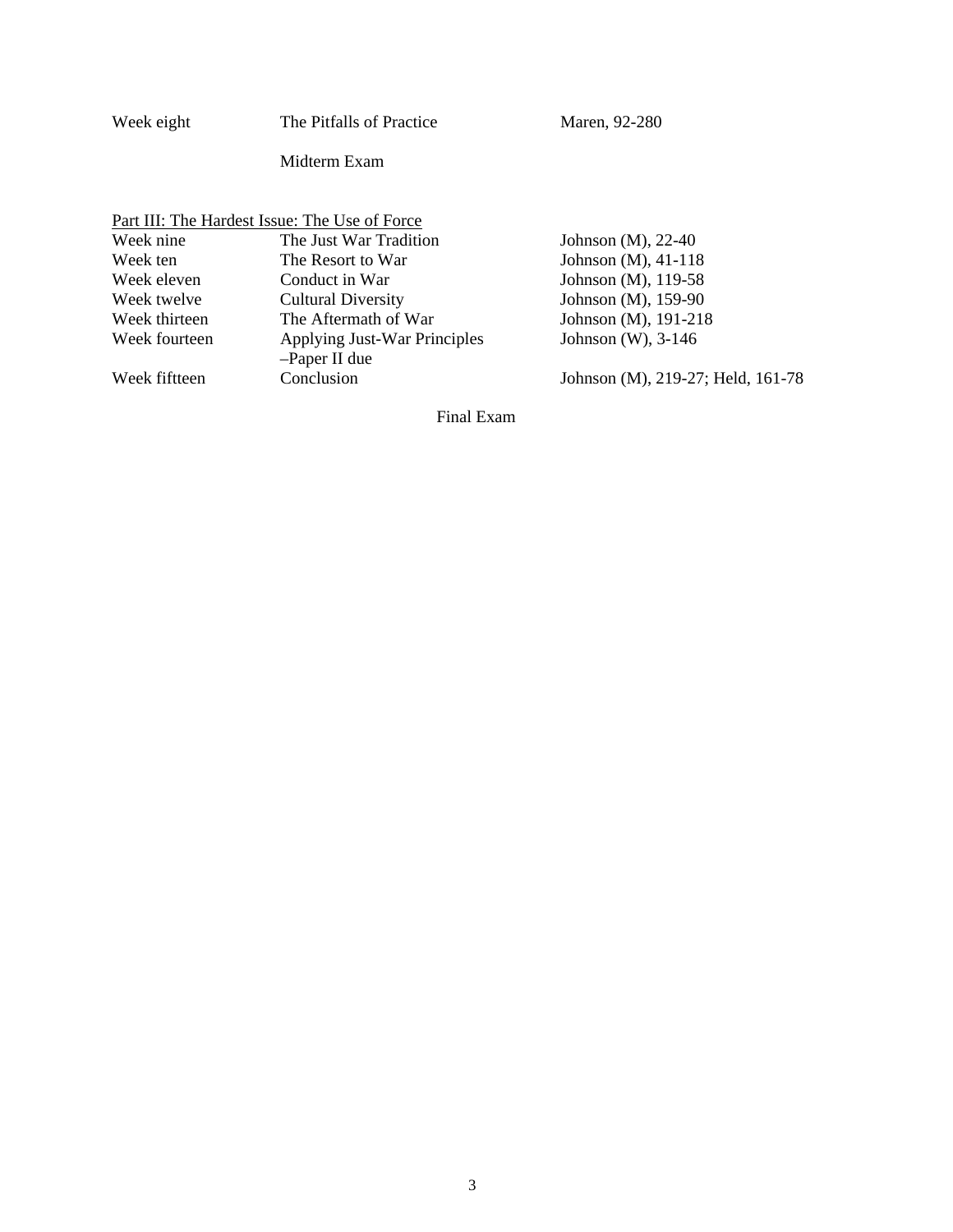| | | |
|---|---|---|
| Week eight | The Pitfalls of Practice | Maren, 92-280 |
| | Midterm Exam | |

<u>Part III: The Hardest Issue: The Use of Force</u>

| | | |
|---|---|---|
| Week nine | The Just War Tradition | Johnson (M), 22-40 |
| Week ten | The Resort to War | Johnson (M), 41-118 |
| Week eleven | Conduct in War | Johnson (M), 119-58 |
| Week twelve | Cultural Diversity | Johnson (M), 159-90 |
| Week thirteen | The Aftermath of War | Johnson (M), 191-218 |
| Week fourteen | Applying Just-War Principles –Paper II due | Johnson (W), 3-146 |
| Week fiftteen | Conclusion | Johnson (M), 219-27; Held, 161-78 |

Final Exam